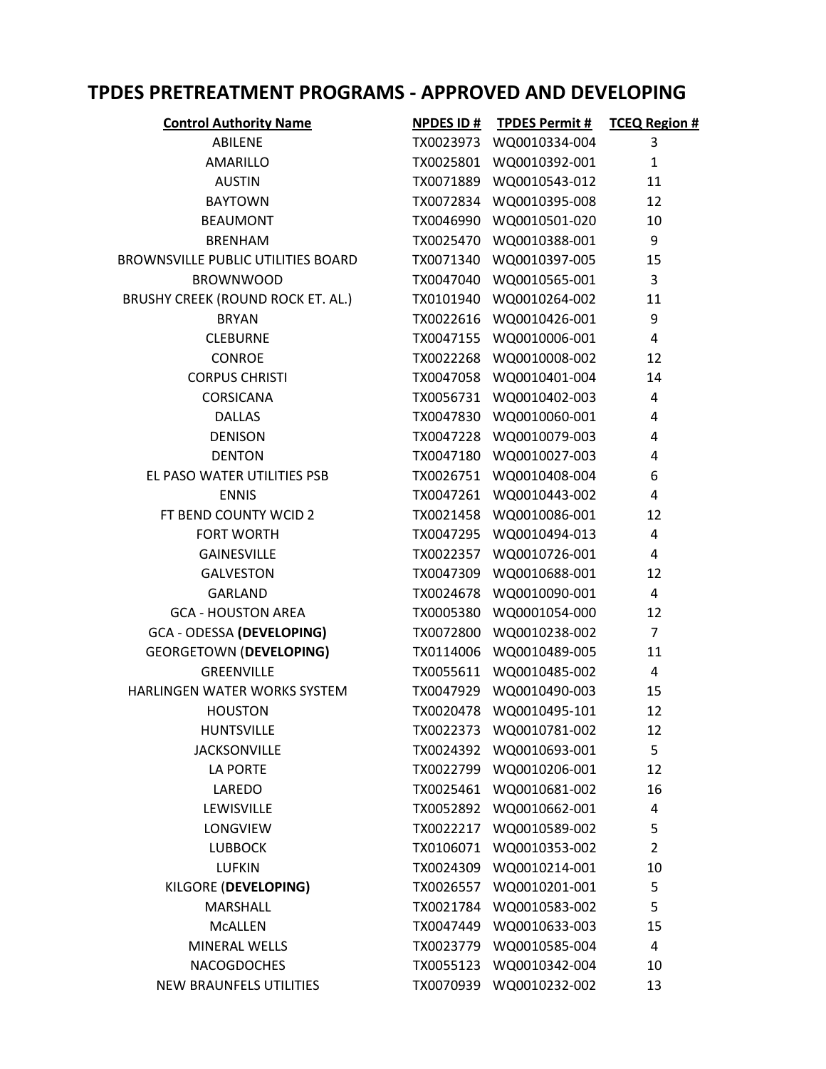# TPDES PRETREATMENT PROGRAMS - APPROVED AND DEVELOPING

| Control Authority Name | NPDES ID # | TPDES Permit # | TCEQ Region # |
|---|---|---|---|
| ABILENE | TX0023973 | WQ0010334-004 | 3 |
| AMARILLO | TX0025801 | WQ0010392-001 | 1 |
| AUSTIN | TX0071889 | WQ0010543-012 | 11 |
| BAYTOWN | TX0072834 | WQ0010395-008 | 12 |
| BEAUMONT | TX0046990 | WQ0010501-020 | 10 |
| BRENHAM | TX0025470 | WQ0010388-001 | 9 |
| BROWNSVILLE PUBLIC UTILITIES BOARD | TX0071340 | WQ0010397-005 | 15 |
| BROWNWOOD | TX0047040 | WQ0010565-001 | 3 |
| BRUSHY CREEK (ROUND ROCK ET. AL.) | TX0101940 | WQ0010264-002 | 11 |
| BRYAN | TX0022616 | WQ0010426-001 | 9 |
| CLEBURNE | TX0047155 | WQ0010006-001 | 4 |
| CONROE | TX0022268 | WQ0010008-002 | 12 |
| CORPUS CHRISTI | TX0047058 | WQ0010401-004 | 14 |
| CORSICANA | TX0056731 | WQ0010402-003 | 4 |
| DALLAS | TX0047830 | WQ0010060-001 | 4 |
| DENISON | TX0047228 | WQ0010079-003 | 4 |
| DENTON | TX0047180 | WQ0010027-003 | 4 |
| EL PASO WATER UTILITIES PSB | TX0026751 | WQ0010408-004 | 6 |
| ENNIS | TX0047261 | WQ0010443-002 | 4 |
| FT BEND COUNTY WCID 2 | TX0021458 | WQ0010086-001 | 12 |
| FORT WORTH | TX0047295 | WQ0010494-013 | 4 |
| GAINESVILLE | TX0022357 | WQ0010726-001 | 4 |
| GALVESTON | TX0047309 | WQ0010688-001 | 12 |
| GARLAND | TX0024678 | WQ0010090-001 | 4 |
| GCA - HOUSTON AREA | TX0005380 | WQ0001054-000 | 12 |
| GCA - ODESSA **(DEVELOPING)** | TX0072800 | WQ0010238-002 | 7 |
| GEORGETOWN (**DEVELOPING)** | TX0114006 | WQ0010489-005 | 11 |
| GREENVILLE | TX0055611 | WQ0010485-002 | 4 |
| HARLINGEN WATER WORKS SYSTEM | TX0047929 | WQ0010490-003 | 15 |
| HOUSTON | TX0020478 | WQ0010495-101 | 12 |
| HUNTSVILLE | TX0022373 | WQ0010781-002 | 12 |
| JACKSONVILLE | TX0024392 | WQ0010693-001 | 5 |
| LA PORTE | TX0022799 | WQ0010206-001 | 12 |
| LAREDO | TX0025461 | WQ0010681-002 | 16 |
| LEWISVILLE | TX0052892 | WQ0010662-001 | 4 |
| LONGVIEW | TX0022217 | WQ0010589-002 | 5 |
| LUBBOCK | TX0106071 | WQ0010353-002 | 2 |
| LUFKIN | TX0024309 | WQ0010214-001 | 10 |
| KILGORE (**DEVELOPING)** | TX0026557 | WQ0010201-001 | 5 |
| MARSHALL | TX0021784 | WQ0010583-002 | 5 |
| McALLEN | TX0047449 | WQ0010633-003 | 15 |
| MINERAL WELLS | TX0023779 | WQ0010585-004 | 4 |
| NACOGDOCHES | TX0055123 | WQ0010342-004 | 10 |
| NEW BRAUNFELS UTILITIES | TX0070939 | WQ0010232-002 | 13 |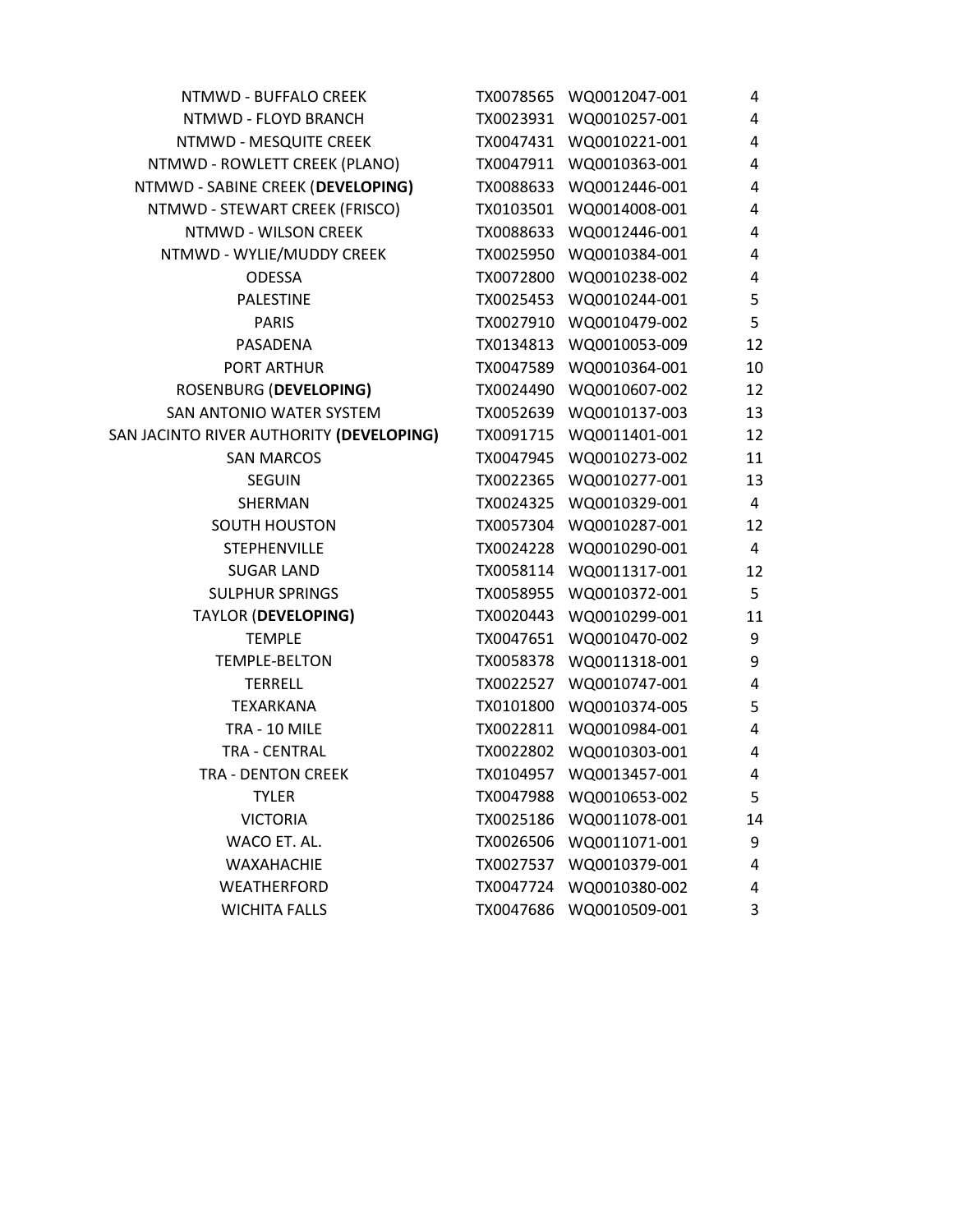| | | | |
|---|---|---|---|
| NTMWD - BUFFALO CREEK | TX0078565 | WQ0012047-001 | 4 |
| NTMWD - FLOYD BRANCH | TX0023931 | WQ0010257-001 | 4 |
| NTMWD - MESQUITE CREEK | TX0047431 | WQ0010221-001 | 4 |
| NTMWD - ROWLETT CREEK (PLANO) | TX0047911 | WQ0010363-001 | 4 |
| NTMWD - SABINE CREEK (**DEVELOPING)** | TX0088633 | WQ0012446-001 | 4 |
| NTMWD - STEWART CREEK (FRISCO) | TX0103501 | WQ0014008-001 | 4 |
| NTMWD - WILSON CREEK | TX0088633 | WQ0012446-001 | 4 |
| NTMWD - WYLIE/MUDDY CREEK | TX0025950 | WQ0010384-001 | 4 |
| ODESSA | TX0072800 | WQ0010238-002 | 4 |
| PALESTINE | TX0025453 | WQ0010244-001 | 5 |
| PARIS | TX0027910 | WQ0010479-002 | 5 |
| PASADENA | TX0134813 | WQ0010053-009 | 12 |
| PORT ARTHUR | TX0047589 | WQ0010364-001 | 10 |
| ROSENBURG (**DEVELOPING)** | TX0024490 | WQ0010607-002 | 12 |
| SAN ANTONIO WATER SYSTEM | TX0052639 | WQ0010137-003 | 13 |
| SAN JACINTO RIVER AUTHORITY **(DEVELOPING)** | TX0091715 | WQ0011401-001 | 12 |
| SAN MARCOS | TX0047945 | WQ0010273-002 | 11 |
| SEGUIN | TX0022365 | WQ0010277-001 | 13 |
| SHERMAN | TX0024325 | WQ0010329-001 | 4 |
| SOUTH HOUSTON | TX0057304 | WQ0010287-001 | 12 |
| STEPHENVILLE | TX0024228 | WQ0010290-001 | 4 |
| SUGAR LAND | TX0058114 | WQ0011317-001 | 12 |
| SULPHUR SPRINGS | TX0058955 | WQ0010372-001 | 5 |
| TAYLOR (**DEVELOPING)** | TX0020443 | WQ0010299-001 | 11 |
| TEMPLE | TX0047651 | WQ0010470-002 | 9 |
| TEMPLE-BELTON | TX0058378 | WQ0011318-001 | 9 |
| TERRELL | TX0022527 | WQ0010747-001 | 4 |
| TEXARKANA | TX0101800 | WQ0010374-005 | 5 |
| TRA - 10 MILE | TX0022811 | WQ0010984-001 | 4 |
| TRA - CENTRAL | TX0022802 | WQ0010303-001 | 4 |
| TRA - DENTON CREEK | TX0104957 | WQ0013457-001 | 4 |
| TYLER | TX0047988 | WQ0010653-002 | 5 |
| VICTORIA | TX0025186 | WQ0011078-001 | 14 |
| WACO ET. AL. | TX0026506 | WQ0011071-001 | 9 |
| WAXAHACHIE | TX0027537 | WQ0010379-001 | 4 |
| WEATHERFORD | TX0047724 | WQ0010380-002 | 4 |
| WICHITA FALLS | TX0047686 | WQ0010509-001 | 3 |